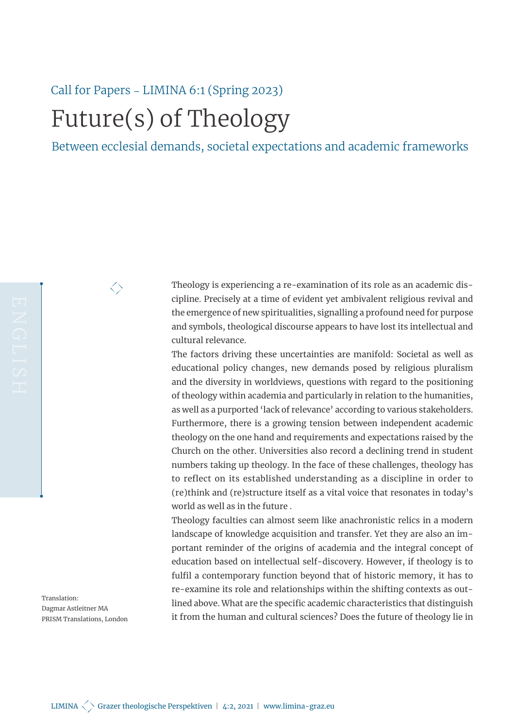Call for Papers – LIMINA 6:1 (Spring 2023)

# Future(s) of Theology

## Between ecclesial demands, societal expectations and academic frameworks

ENGLISH

Translation:
Dagmar Astleitner MA
PRISM Translations, London

Theology is experiencing a re-examination of its role as an academic discipline. Precisely at a time of evident yet ambivalent religious revival and the emergence of new spiritualities, signalling a profound need for purpose and symbols, theological discourse appears to have lost its intellectual and cultural relevance.

The factors driving these uncertainties are manifold: Societal as well as educational policy changes, new demands posed by religious pluralism and the diversity in worldviews, questions with regard to the positioning of theology within academia and particularly in relation to the humanities, as well as a purported 'lack of relevance' according to various stakeholders. Furthermore, there is a growing tension between independent academic theology on the one hand and requirements and expectations raised by the Church on the other. Universities also record a declining trend in student numbers taking up theology. In the face of these challenges, theology has to reflect on its established understanding as a discipline in order to (re)think and (re)structure itself as a vital voice that resonates in today's world as well as in the future .

Theology faculties can almost seem like anachronistic relics in a modern landscape of knowledge acquisition and transfer. Yet they are also an important reminder of the origins of academia and the integral concept of education based on intellectual self-discovery. However, if theology is to fulfil a contemporary function beyond that of historic memory, it has to re-examine its role and relationships within the shifting contexts as outlined above. What are the specific academic characteristics that distinguish it from the human and cultural sciences? Does the future of theology lie in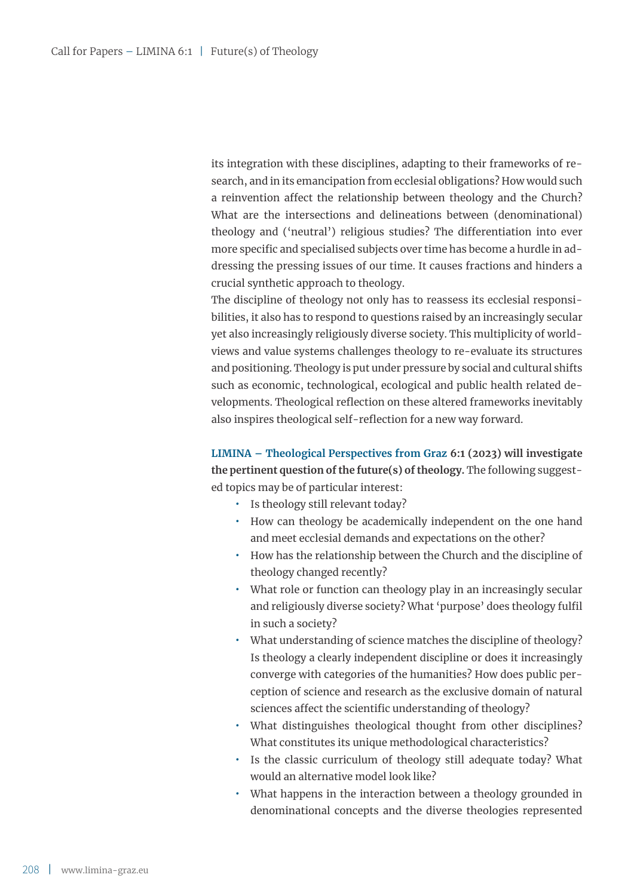its integration with these disciplines, adapting to their frameworks of research, and in its emancipation from ecclesial obligations? How would such a reinvention affect the relationship between theology and the Church? What are the intersections and delineations between (denominational) theology and ('neutral') religious studies? The differentiation into ever more specific and specialised subjects over time has become a hurdle in addressing the pressing issues of our time. It causes fractions and hinders a crucial synthetic approach to theology.

The discipline of theology not only has to reassess its ecclesial responsibilities, it also has to respond to questions raised by an increasingly secular yet also increasingly religiously diverse society. This multiplicity of worldviews and value systems challenges theology to re-evaluate its structures and positioning. Theology is put under pressure by social and cultural shifts such as economic, technological, ecological and public health related developments. Theological reflection on these altered frameworks inevitably also inspires theological self-reflection for a new way forward.

**LIMINA – Theological Perspectives from Graz 6:1 (2023) will investigate the pertinent question of the future(s) of theology.** The following suggested topics may be of particular interest:

- Is theology still relevant today?
- How can theology be academically independent on the one hand and meet ecclesial demands and expectations on the other?
- How has the relationship between the Church and the discipline of theology changed recently?
- What role or function can theology play in an increasingly secular and religiously diverse society? What 'purpose' does theology fulfil in such a society?
- What understanding of science matches the discipline of theology? Is theology a clearly independent discipline or does it increasingly converge with categories of the humanities? How does public perception of science and research as the exclusive domain of natural sciences affect the scientific understanding of theology?
- What distinguishes theological thought from other disciplines? What constitutes its unique methodological characteristics?
- Is the classic curriculum of theology still adequate today? What would an alternative model look like?
- What happens in the interaction between a theology grounded in denominational concepts and the diverse theologies represented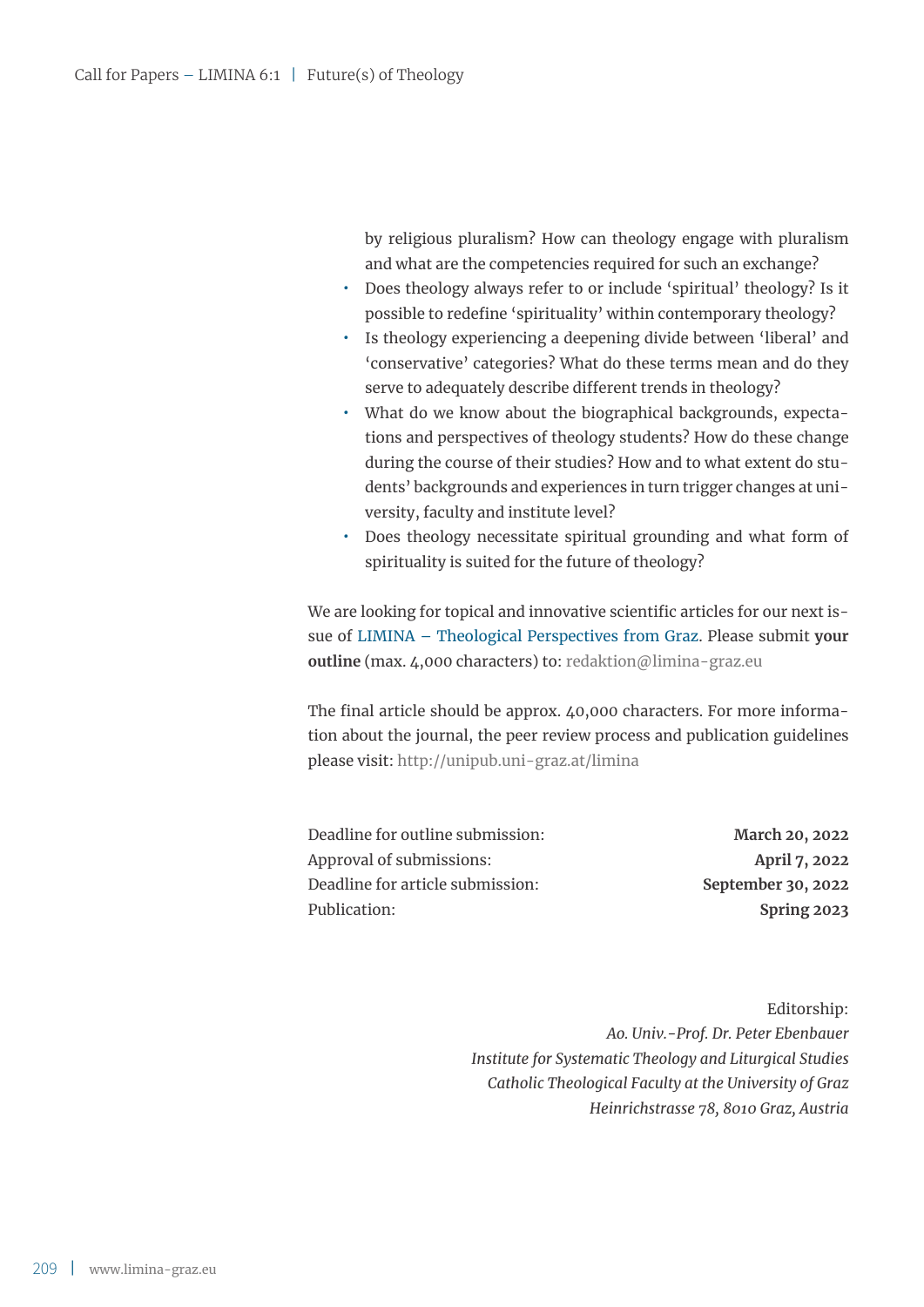by religious pluralism? How can theology engage with pluralism and what are the competencies required for such an exchange?

- Does theology always refer to or include 'spiritual' theology? Is it possible to redefine 'spirituality' within contemporary theology?
- Is theology experiencing a deepening divide between 'liberal' and 'conservative' categories? What do these terms mean and do they serve to adequately describe different trends in theology?
- What do we know about the biographical backgrounds, expectations and perspectives of theology students? How do these change during the course of their studies? How and to what extent do students' backgrounds and experiences in turn trigger changes at university, faculty and institute level?
- Does theology necessitate spiritual grounding and what form of spirituality is suited for the future of theology?

We are looking for topical and innovative scientific articles for our next issue of LIMINA – Theological Perspectives from Graz. Please submit **your outline** (max. 4,000 characters) to: redaktion@limina-graz.eu

The final article should be approx. 40,000 characters. For more information about the journal, the peer review process and publication guidelines please visit: http://unipub.uni-graz.at/limina

| | |
|---|---|
| Deadline for outline submission: | **March 20, 2022** |
| Approval of submissions: | **April 7, 2022** |
| Deadline for article submission: | **September 30, 2022** |
| Publication: | **Spring 2023** |

Editorship:
*Ao. Univ.-Prof. Dr. Peter Ebenbauer*
*Institute for Systematic Theology and Liturgical Studies*
*Catholic Theological Faculty at the University of Graz*
*Heinrichstrasse 78, 8010 Graz, Austria*